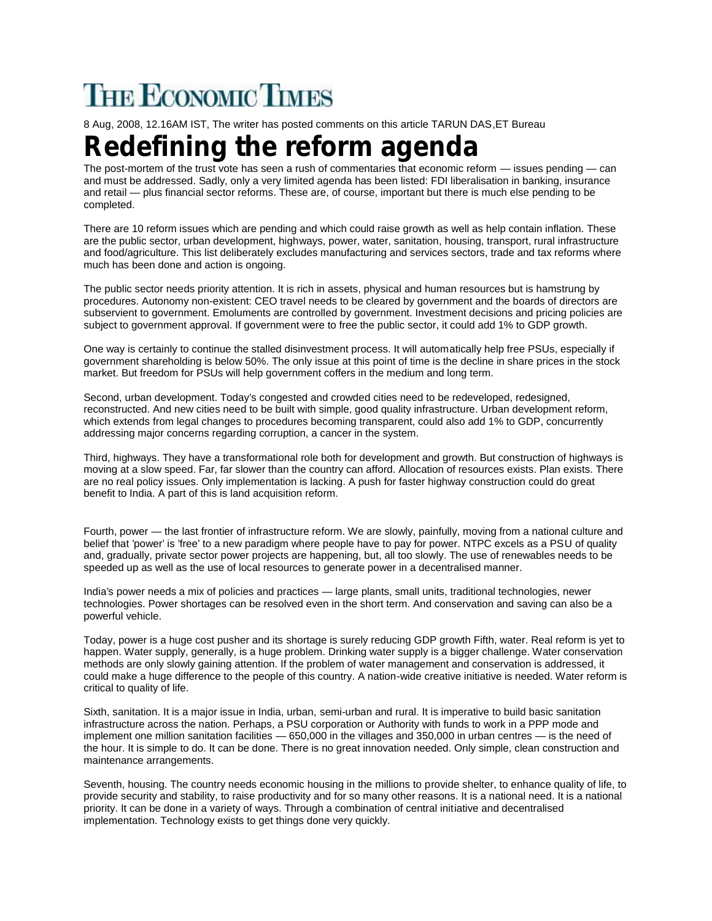THE ECONOMIC TIMES

8 Aug, 2008, 12.16AM IST, The writer has posted comments on this article TARUN DAS,ET Bureau

# Redefining the reform agenda

The post-mortem of the trust vote has seen a rush of commentaries that economic reform — issues pending — can and must be addressed. Sadly, only a very limited agenda has been listed: FDI liberalisation in banking, insurance and retail — plus financial sector reforms. These are, of course, important but there is much else pending to be completed.

There are 10 reform issues which are pending and which could raise growth as well as help contain inflation. These are the public sector, urban development, highways, power, water, sanitation, housing, transport, rural infrastructure and food/agriculture. This list deliberately excludes manufacturing and services sectors, trade and tax reforms where much has been done and action is ongoing.

The public sector needs priority attention. It is rich in assets, physical and human resources but is hamstrung by procedures. Autonomy non-existent: CEO travel needs to be cleared by government and the boards of directors are subservient to government. Emoluments are controlled by government. Investment decisions and pricing policies are subject to government approval. If government were to free the public sector, it could add 1% to GDP growth.

One way is certainly to continue the stalled disinvestment process. It will automatically help free PSUs, especially if government shareholding is below 50%. The only issue at this point of time is the decline in share prices in the stock market. But freedom for PSUs will help government coffers in the medium and long term.

Second, urban development. Today's congested and crowded cities need to be redeveloped, redesigned, reconstructed. And new cities need to be built with simple, good quality infrastructure. Urban development reform, which extends from legal changes to procedures becoming transparent, could also add 1% to GDP, concurrently addressing major concerns regarding corruption, a cancer in the system.

Third, highways. They have a transformational role both for development and growth. But construction of highways is moving at a slow speed. Far, far slower than the country can afford. Allocation of resources exists. Plan exists. There are no real policy issues. Only implementation is lacking. A push for faster highway construction could do great benefit to India. A part of this is land acquisition reform.

Fourth, power — the last frontier of infrastructure reform. We are slowly, painfully, moving from a national culture and belief that 'power' is 'free' to a new paradigm where people have to pay for power. NTPC excels as a PSU of quality and, gradually, private sector power projects are happening, but, all too slowly. The use of renewables needs to be speeded up as well as the use of local resources to generate power in a decentralised manner.

India's power needs a mix of policies and practices — large plants, small units, traditional technologies, newer technologies. Power shortages can be resolved even in the short term. And conservation and saving can also be a powerful vehicle.

Today, power is a huge cost pusher and its shortage is surely reducing GDP growth Fifth, water. Real reform is yet to happen. Water supply, generally, is a huge problem. Drinking water supply is a bigger challenge. Water conservation methods are only slowly gaining attention. If the problem of water management and conservation is addressed, it could make a huge difference to the people of this country. A nation-wide creative initiative is needed. Water reform is critical to quality of life.

Sixth, sanitation. It is a major issue in India, urban, semi-urban and rural. It is imperative to build basic sanitation infrastructure across the nation. Perhaps, a PSU corporation or Authority with funds to work in a PPP mode and implement one million sanitation facilities — 650,000 in the villages and 350,000 in urban centres — is the need of the hour. It is simple to do. It can be done. There is no great innovation needed. Only simple, clean construction and maintenance arrangements.

Seventh, housing. The country needs economic housing in the millions to provide shelter, to enhance quality of life, to provide security and stability, to raise productivity and for so many other reasons. It is a national need. It is a national priority. It can be done in a variety of ways. Through a combination of central initiative and decentralised implementation. Technology exists to get things done very quickly.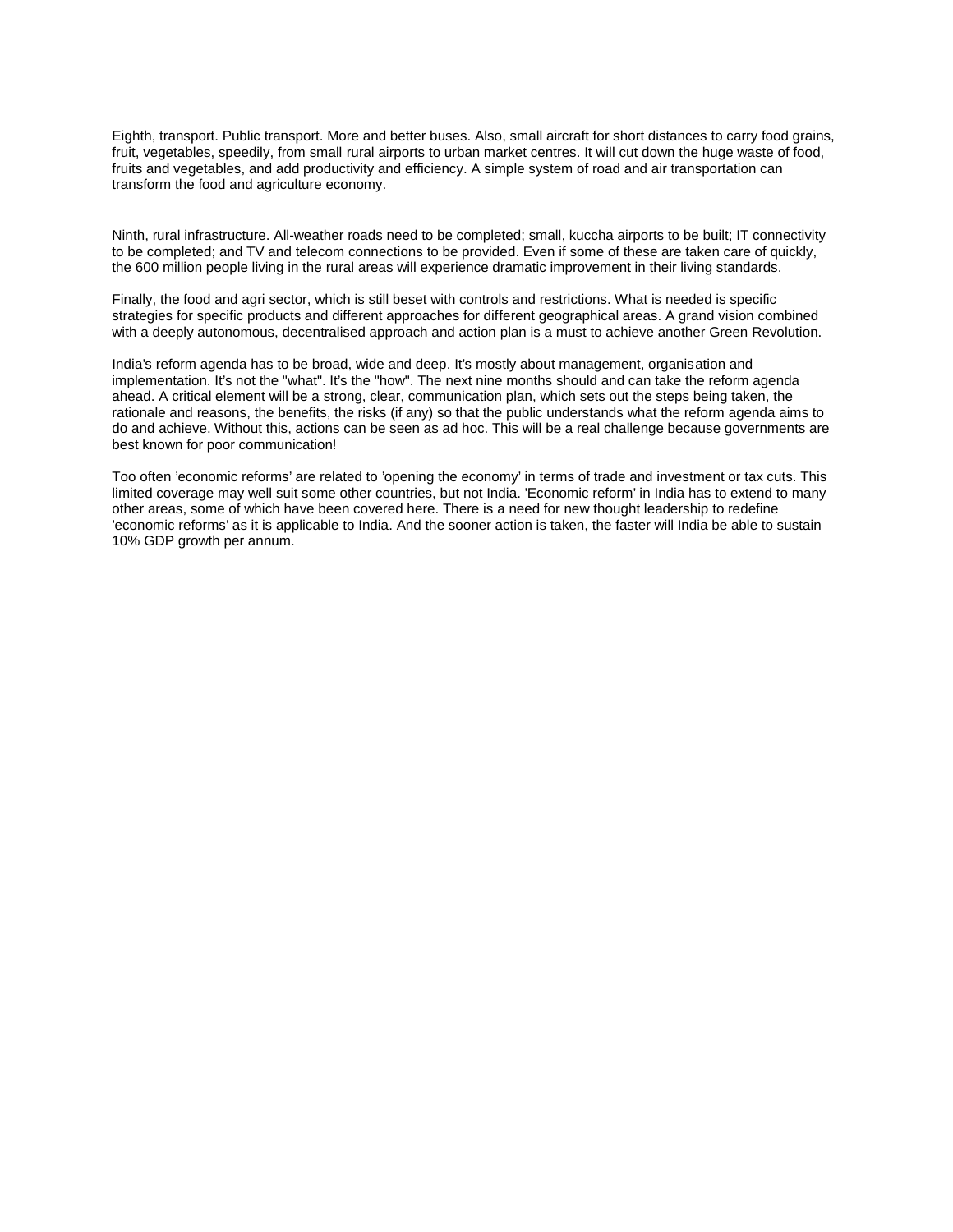Eighth, transport. Public transport. More and better buses. Also, small aircraft for short distances to carry food grains, fruit, vegetables, speedily, from small rural airports to urban market centres. It will cut down the huge waste of food, fruits and vegetables, and add productivity and efficiency. A simple system of road and air transportation can transform the food and agriculture economy.

Ninth, rural infrastructure. All-weather roads need to be completed; small, kuccha airports to be built; IT connectivity to be completed; and TV and telecom connections to be provided. Even if some of these are taken care of quickly, the 600 million people living in the rural areas will experience dramatic improvement in their living standards.

Finally, the food and agri sector, which is still beset with controls and restrictions. What is needed is specific strategies for specific products and different approaches for different geographical areas. A grand vision combined with a deeply autonomous, decentralised approach and action plan is a must to achieve another Green Revolution.

India's reform agenda has to be broad, wide and deep. It's mostly about management, organisation and implementation. It's not the "what". It's the "how". The next nine months should and can take the reform agenda ahead. A critical element will be a strong, clear, communication plan, which sets out the steps being taken, the rationale and reasons, the benefits, the risks (if any) so that the public understands what the reform agenda aims to do and achieve. Without this, actions can be seen as ad hoc. This will be a real challenge because governments are best known for poor communication!

Too often 'economic reforms' are related to 'opening the economy' in terms of trade and investment or tax cuts. This limited coverage may well suit some other countries, but not India. 'Economic reform' in India has to extend to many other areas, some of which have been covered here. There is a need for new thought leadership to redefine 'economic reforms' as it is applicable to India. And the sooner action is taken, the faster will India be able to sustain 10% GDP growth per annum.